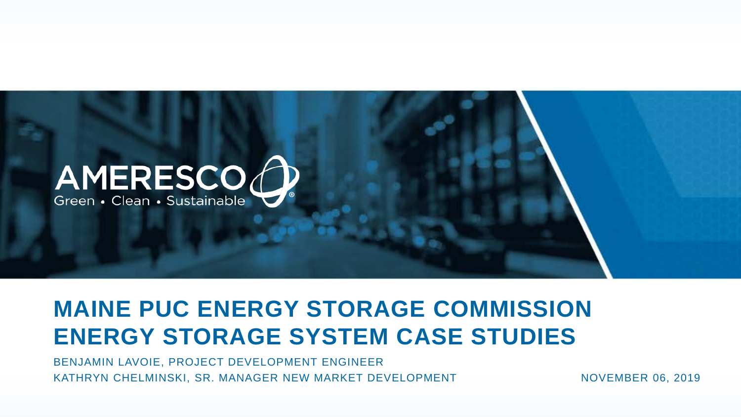AMERESCO

Green • Clean • Sustainable

# MAINE PUC ENERGY STORAGE COMMISSION ENERGY STORAGE SYSTEM CASE STUDIES

BENJAMIN LAVOIE, PROJECT DEVELOPMENT ENGINEER

KATHRYN CHELMINSKI, SR. MANAGER NEW MARKET DEVELOPMENT

NOVEMBER 06, 2019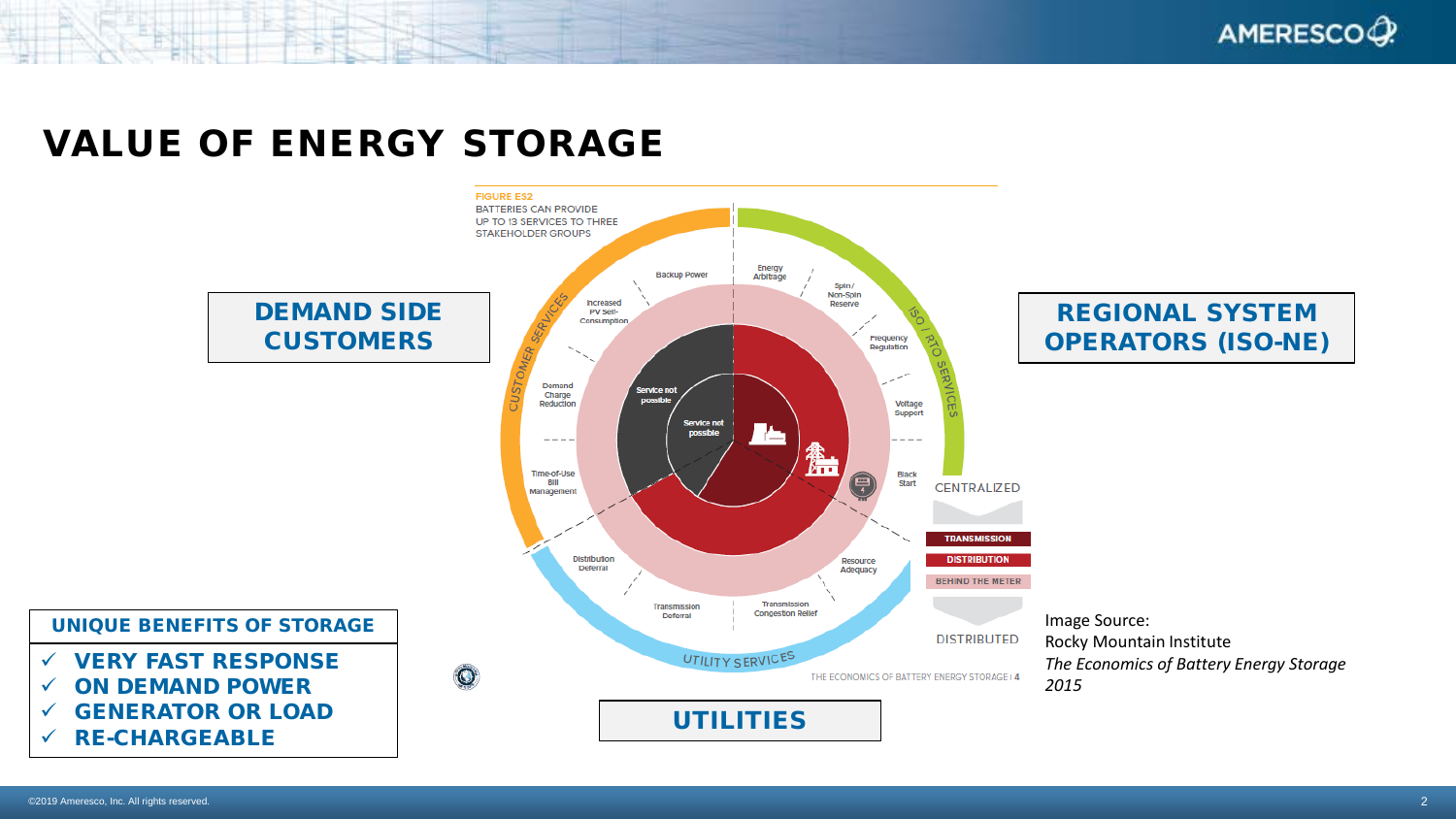# VALUE OF ENERGY STORAGE

FIGURE ES2
BATTERIES CAN PROVIDE UP TO 13 SERVICES TO THREE STAKEHOLDER GROUPS

**DEMAND SIDE CUSTOMERS**

**REGIONAL SYSTEM OPERATORS (ISO-NE)**

**UTILITIES**

CUSTOMER SERVICES: Backup Power, Increased PV Self-Consumption, Demand Charge Reduction, Time-of-Use Bill Management

ISO / RTO SERVICES: Energy Arbitrage, Spin / Non-Spin Reserve, Frequency Regulation, Voltage Support, Black Start

UTILITY SERVICES: Resource Adequacy, Transmission Congestion Relief, Transmission Deferral, Distribution Deferral

Service not possible

Service not possible

CENTRALIZED

TRANSMISSION

DISTRIBUTION

BEHIND THE METER

DISTRIBUTED

THE ECONOMICS OF BATTERY ENERGY STORAGE | 4

Image Source:
Rocky Mountain Institute
*The Economics of Battery Energy Storage 2015*

## UNIQUE BENEFITS OF STORAGE

- ✓ VERY FAST RESPONSE
- ✓ ON DEMAND POWER
- ✓ GENERATOR OR LOAD
- ✓ RE-CHARGEABLE

©2019 Ameresco, Inc. All rights reserved.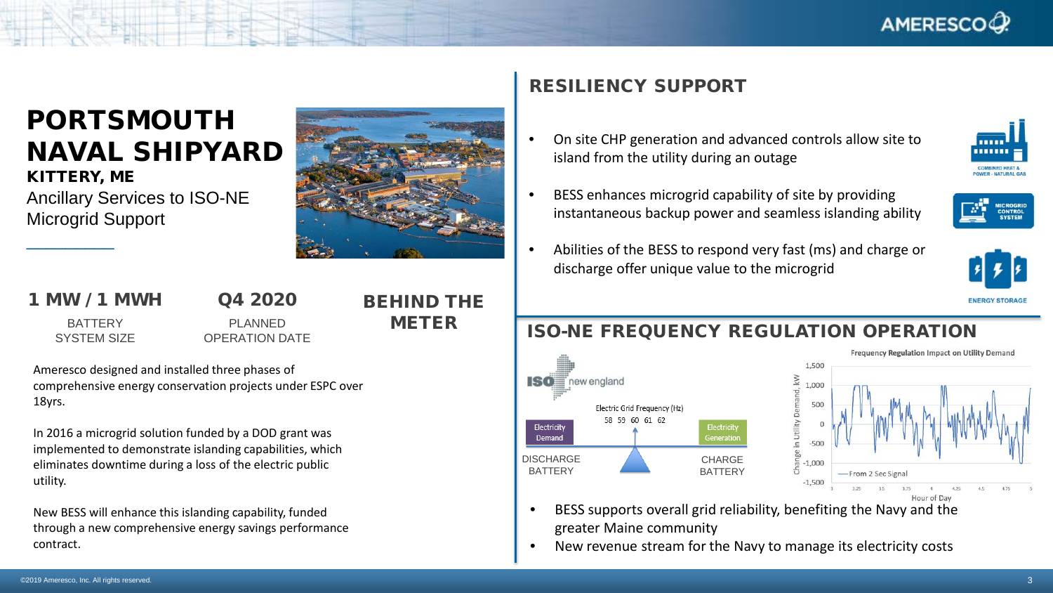# PORTSMOUTH NAVAL SHIPYARD

### KITTERY, ME

Ancillary Services to ISO-NE
Microgrid Support

| 1 MW / 1 MWH | Q4 2020 | BEHIND THE METER |
|---|---|---|
| BATTERY SYSTEM SIZE | PLANNED OPERATION DATE | |

Ameresco designed and installed three phases of comprehensive energy conservation projects under ESPC over 18yrs.

In 2016 a microgrid solution funded by a DOD grant was implemented to demonstrate islanding capabilities, which eliminates downtime during a loss of the electric public utility.

New BESS will enhance this islanding capability, funded through a new comprehensive energy savings performance contract.

## RESILIENCY SUPPORT

- On site CHP generation and advanced controls allow site to island from the utility during an outage
- BESS enhances microgrid capability of site by providing instantaneous backup power and seamless islanding ability
- Abilities of the BESS to respond very fast (ms) and charge or discharge offer unique value to the microgrid

COMBINED HEAT & POWER - NATURAL GAS

MICROGRID CONTROL SYSTEM

ENERGY STORAGE

## ISO-NE FREQUENCY REGULATION OPERATION

ISO new england

Electric Grid Frequency (Hz)
58 59 60 61 62

Electricity Demand — DISCHARGE BATTERY

Electricity Generation — CHARGE BATTERY

Frequency Regulation Impact on Utility Demand

Change in Utility Demand, kW (1,500 to -1,500); Hour of Day (3 to 5); From 2 Sec Signal

- BESS supports overall grid reliability, benefiting the Navy and the greater Maine community
- New revenue stream for the Navy to manage its electricity costs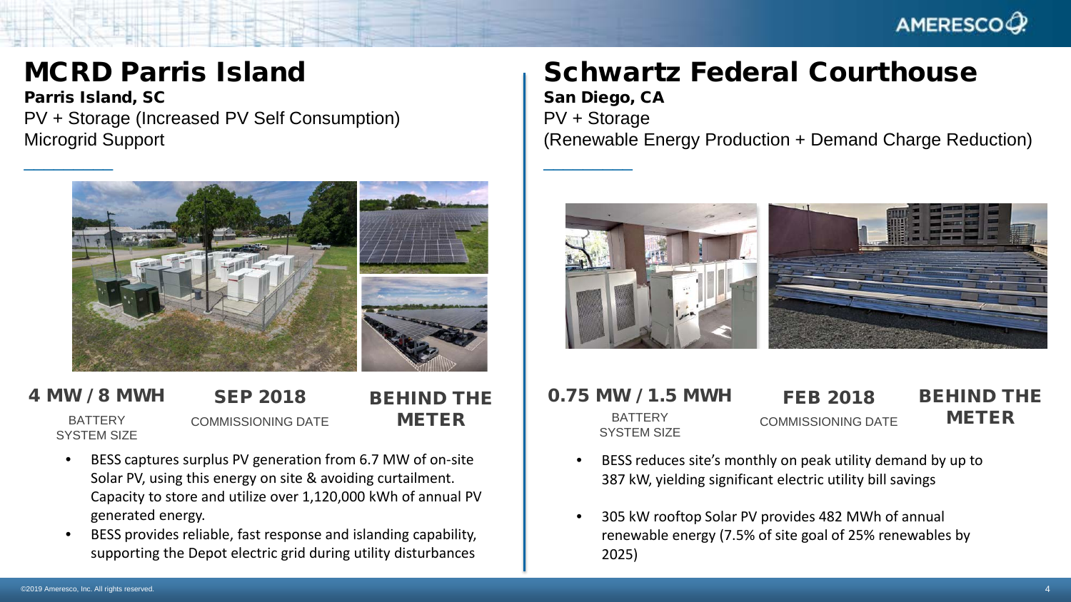# MCRD Parris Island

**Parris Island, SC**

PV + Storage (Increased PV Self Consumption)
Microgrid Support

**4 MW / 8 MWH**
BATTERY SYSTEM SIZE

**SEP 2018**
COMMISSIONING DATE

**BEHIND THE METER**

- BESS captures surplus PV generation from 6.7 MW of on-site Solar PV, using this energy on site & avoiding curtailment. Capacity to store and utilize over 1,120,000 kWh of annual PV generated energy.
- BESS provides reliable, fast response and islanding capability, supporting the Depot electric grid during utility disturbances

# Schwartz Federal Courthouse

**San Diego, CA**

PV + Storage
(Renewable Energy Production + Demand Charge Reduction)

**0.75 MW / 1.5 MWH**
BATTERY SYSTEM SIZE

**FEB 2018**
COMMISSIONING DATE

**BEHIND THE METER**

- BESS reduces site's monthly on peak utility demand by up to 387 kW, yielding significant electric utility bill savings
- 305 kW rooftop Solar PV provides 482 MWh of annual renewable energy (7.5% of site goal of 25% renewables by 2025)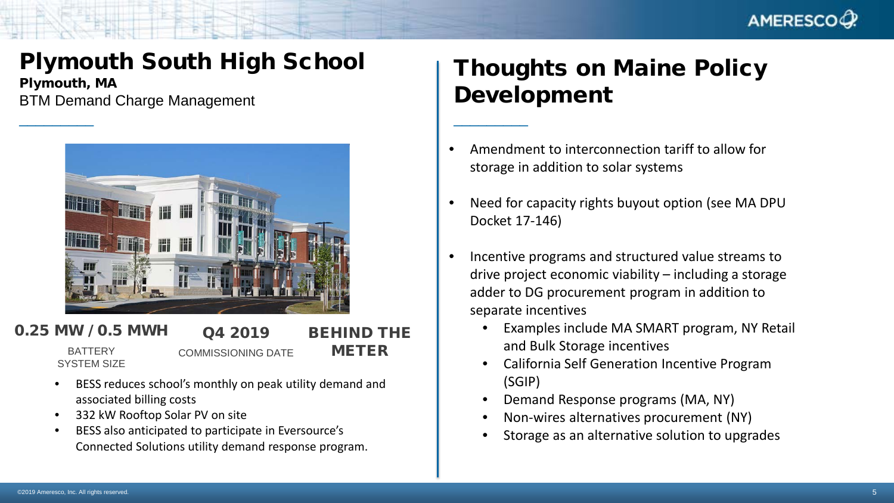# Plymouth South High School

**Plymouth, MA**

BTM Demand Charge Management

**0.25 MW / 0.5 MWH**

BATTERY SYSTEM SIZE

**Q4 2019**

COMMISSIONING DATE

**BEHIND THE METER**

- BESS reduces school's monthly on peak utility demand and associated billing costs
- 332 kW Rooftop Solar PV on site
- BESS also anticipated to participate in Eversource's Connected Solutions utility demand response program.

# Thoughts on Maine Policy Development

- Amendment to interconnection tariff to allow for storage in addition to solar systems
- Need for capacity rights buyout option (see MA DPU Docket 17-146)
- Incentive programs and structured value streams to drive project economic viability – including a storage adder to DG procurement program in addition to separate incentives
  - Examples include MA SMART program, NY Retail and Bulk Storage incentives
  - California Self Generation Incentive Program (SGIP)
  - Demand Response programs (MA, NY)
  - Non-wires alternatives procurement (NY)
  - Storage as an alternative solution to upgrades

©2019 Ameresco, Inc. All rights reserved.